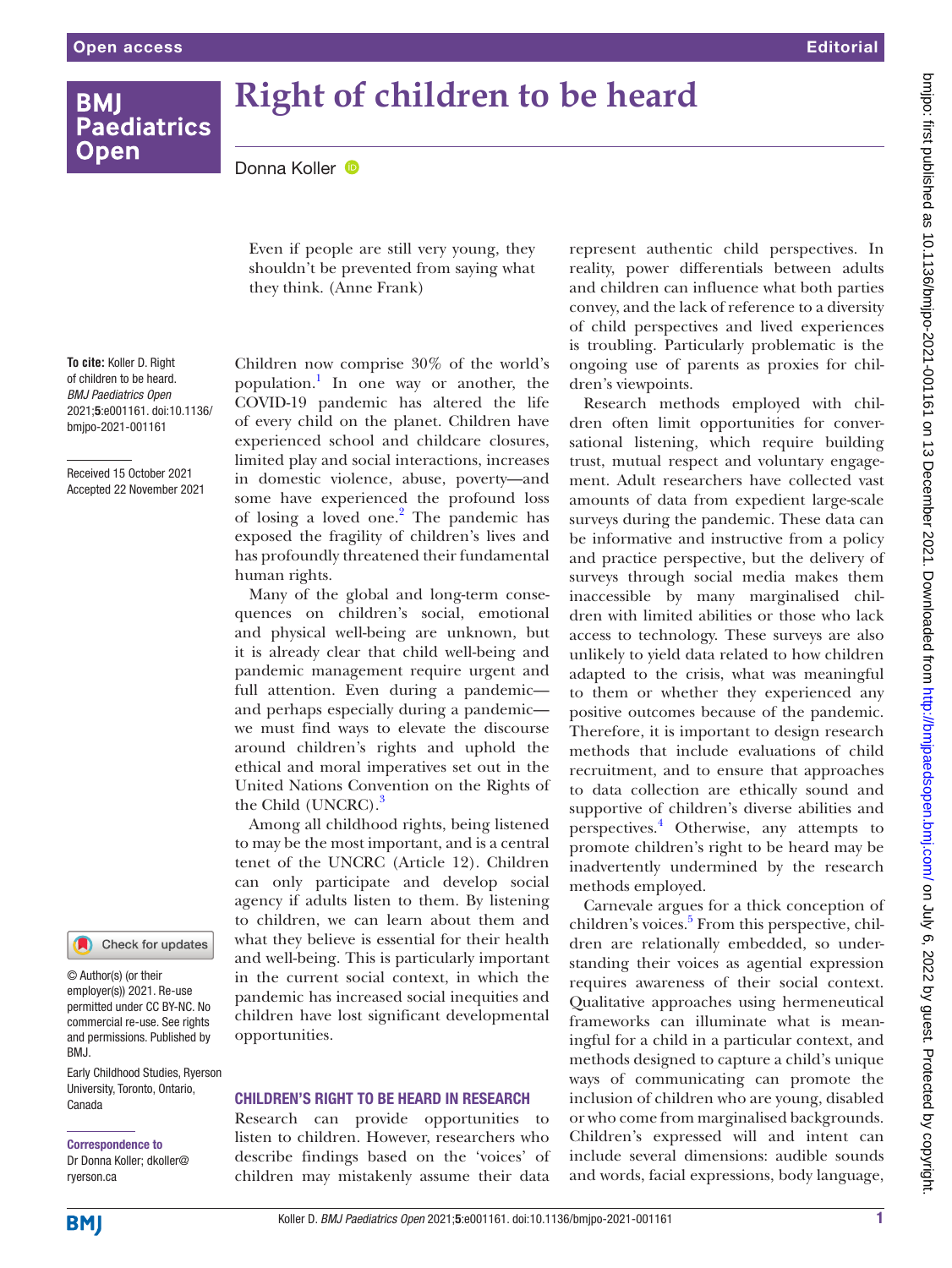# Right of children to be heard

Donna Koller

> Even if people are still very young, they shouldn't be prevented from saying what they think. (Anne Frank)

**To cite:** Koller D. Right of children to be heard. *BMJ Paediatrics Open* 2021;**5**:e001161. doi:10.1136/bmjpo-2021-001161

Received 15 October 2021
Accepted 22 November 2021

© Author(s) (or their employer(s)) 2021. Re-use permitted under CC BY-NC. No commercial re-use. See rights and permissions. Published by BMJ.

Early Childhood Studies, Ryerson University, Toronto, Ontario, Canada

**Correspondence to**
Dr Donna Koller; dkoller@ryerson.ca

Children now comprise 30% of the world's population.[1] In one way or another, the COVID-19 pandemic has altered the life of every child on the planet. Children have experienced school and childcare closures, limited play and social interactions, increases in domestic violence, abuse, poverty—and some have experienced the profound loss of losing a loved one.[2] The pandemic has exposed the fragility of children's lives and has profoundly threatened their fundamental human rights.

Many of the global and long-term consequences on children's social, emotional and physical well-being are unknown, but it is already clear that child well-being and pandemic management require urgent and full attention. Even during a pandemic—and perhaps especially during a pandemic—we must find ways to elevate the discourse around children's rights and uphold the ethical and moral imperatives set out in the United Nations Convention on the Rights of the Child (UNCRC).[3]

Among all childhood rights, being listened to may be the most important, and is a central tenet of the UNCRC (Article 12). Children can only participate and develop social agency if adults listen to them. By listening to children, we can learn about them and what they believe is essential for their health and well-being. This is particularly important in the current social context, in which the pandemic has increased social inequities and children have lost significant developmental opportunities.

## CHILDREN'S RIGHT TO BE HEARD IN RESEARCH

Research can provide opportunities to listen to children. However, researchers who describe findings based on the 'voices' of children may mistakenly assume their data represent authentic child perspectives. In reality, power differentials between adults and children can influence what both parties convey, and the lack of reference to a diversity of child perspectives and lived experiences is troubling. Particularly problematic is the ongoing use of parents as proxies for children's viewpoints.

Research methods employed with children often limit opportunities for conversational listening, which require building trust, mutual respect and voluntary engagement. Adult researchers have collected vast amounts of data from expedient large-scale surveys during the pandemic. These data can be informative and instructive from a policy and practice perspective, but the delivery of surveys through social media makes them inaccessible by many marginalised children with limited abilities or those who lack access to technology. These surveys are also unlikely to yield data related to how children adapted to the crisis, what was meaningful to them or whether they experienced any positive outcomes because of the pandemic. Therefore, it is important to design research methods that include evaluations of child recruitment, and to ensure that approaches to data collection are ethically sound and supportive of children's diverse abilities and perspectives.[4] Otherwise, any attempts to promote children's right to be heard may be inadvertently undermined by the research methods employed.

Carnevale argues for a thick conception of children's voices.[5] From this perspective, children are relationally embedded, so understanding their voices as agential expression requires awareness of their social context. Qualitative approaches using hermeneutical frameworks can illuminate what is meaningful for a child in a particular context, and methods designed to capture a child's unique ways of communicating can promote the inclusion of children who are young, disabled or who come from marginalised backgrounds. Children's expressed will and intent can include several dimensions: audible sounds and words, facial expressions, body language,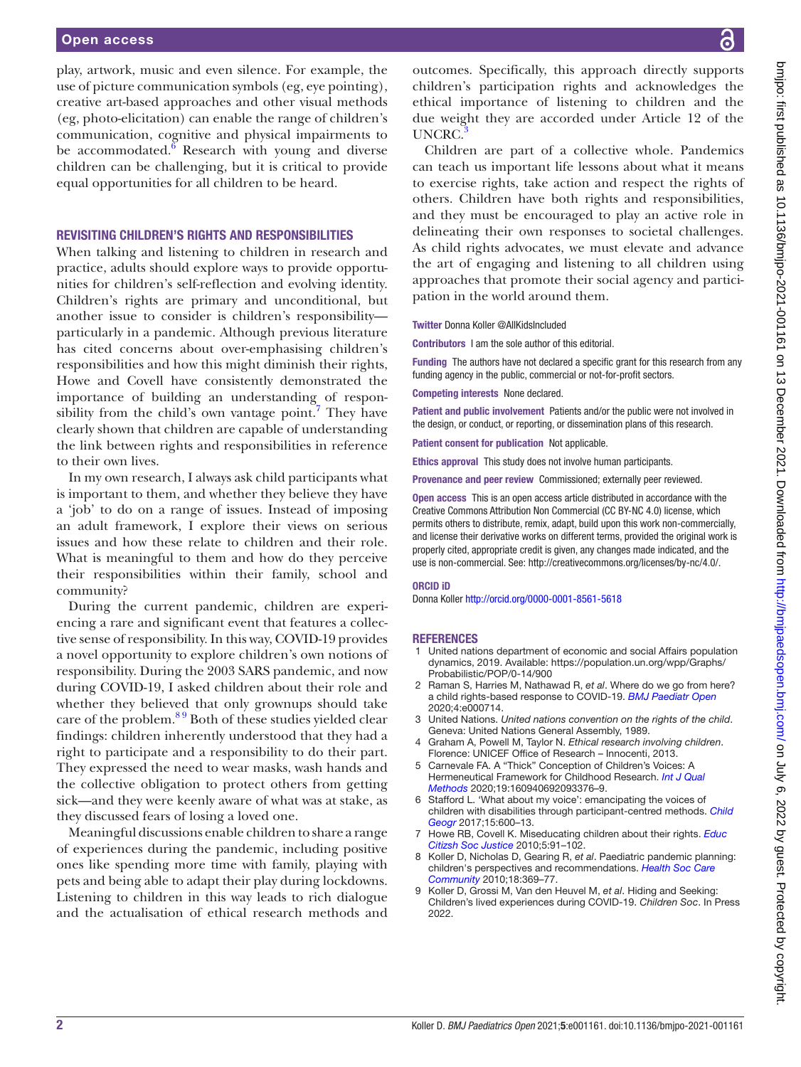play, artwork, music and even silence. For example, the use of picture communication symbols (eg, eye pointing), creative art-based approaches and other visual methods (eg, photo-elicitation) can enable the range of children's communication, cognitive and physical impairments to be accommodated.[6] Research with young and diverse children can be challenging, but it is critical to provide equal opportunities for all children to be heard.

## REVISITING CHILDREN'S RIGHTS AND RESPONSIBILITIES

When talking and listening to children in research and practice, adults should explore ways to provide opportunities for children's self-reflection and evolving identity. Children's rights are primary and unconditional, but another issue to consider is children's responsibility—particularly in a pandemic. Although previous literature has cited concerns about over-emphasising children's responsibilities and how this might diminish their rights, Howe and Covell have consistently demonstrated the importance of building an understanding of responsibility from the child's own vantage point.[7] They have clearly shown that children are capable of understanding the link between rights and responsibilities in reference to their own lives.

In my own research, I always ask child participants what is important to them, and whether they believe they have a 'job' to do on a range of issues. Instead of imposing an adult framework, I explore their views on serious issues and how these relate to children and their role. What is meaningful to them and how do they perceive their responsibilities within their family, school and community?

During the current pandemic, children are experiencing a rare and significant event that features a collective sense of responsibility. In this way, COVID-19 provides a novel opportunity to explore children's own notions of responsibility. During the 2003 SARS pandemic, and now during COVID-19, I asked children about their role and whether they believed that only grownups should take care of the problem.[8 9] Both of these studies yielded clear findings: children inherently understood that they had a right to participate and a responsibility to do their part. They expressed the need to wear masks, wash hands and the collective obligation to protect others from getting sick—and they were keenly aware of what was at stake, as they discussed fears of losing a loved one.

Meaningful discussions enable children to share a range of experiences during the pandemic, including positive ones like spending more time with family, playing with pets and being able to adapt their play during lockdowns. Listening to children in this way leads to rich dialogue and the actualisation of ethical research methods and outcomes. Specifically, this approach directly supports children's participation rights and acknowledges the ethical importance of listening to children and the due weight they are accorded under Article 12 of the UNCRC.[3]

Children are part of a collective whole. Pandemics can teach us important life lessons about what it means to exercise rights, take action and respect the rights of others. Children have both rights and responsibilities, and they must be encouraged to play an active role in delineating their own responses to societal challenges. As child rights advocates, we must elevate and advance the art of engaging and listening to all children using approaches that promote their social agency and participation in the world around them.

**Twitter** Donna Koller @AllKidsIncluded

**Contributors** I am the sole author of this editorial.

**Funding** The authors have not declared a specific grant for this research from any funding agency in the public, commercial or not-for-profit sectors.

**Competing interests** None declared.

**Patient and public involvement** Patients and/or the public were not involved in the design, or conduct, or reporting, or dissemination plans of this research.

**Patient consent for publication** Not applicable.

**Ethics approval** This study does not involve human participants.

**Provenance and peer review** Commissioned; externally peer reviewed.

**Open access** This is an open access article distributed in accordance with the Creative Commons Attribution Non Commercial (CC BY-NC 4.0) license, which permits others to distribute, remix, adapt, build upon this work non-commercially, and license their derivative works on different terms, provided the original work is properly cited, appropriate credit is given, any changes made indicated, and the use is non-commercial. See: http://creativecommons.org/licenses/by-nc/4.0/.

**ORCID iD**

Donna Koller http://orcid.org/0000-0001-8561-5618

## REFERENCES

1. United nations department of economic and social Affairs population dynamics, 2019. Available: https://population.un.org/wpp/Graphs/Probabilistic/POP/0-14/900
2. Raman S, Harries M, Nathawad R, *et al*. Where do we go from here? a child rights-based response to COVID-19. *BMJ Paediatr Open* 2020;4:e000714.
3. United Nations. *United nations convention on the rights of the child*. Geneva: United Nations General Assembly, 1989.
4. Graham A, Powell M, Taylor N. *Ethical research involving children*. Florence: UNICEF Office of Research – Innocenti, 2013.
5. Carnevale FA. A "Thick" Conception of Children's Voices: A Hermeneutical Framework for Childhood Research. *Int J Qual Methods* 2020;19:160940692093376–9.
6. Stafford L. 'What about my voice': emancipating the voices of children with disabilities through participant-centred methods. *Child Geogr* 2017;15:600–13.
7. Howe RB, Covell K. Miseducating children about their rights. *Educ Citizsh Soc Justice* 2010;5:91–102.
8. Koller D, Nicholas D, Gearing R, *et al*. Paediatric pandemic planning: children's perspectives and recommendations. *Health Soc Care Community* 2010;18:369–77.
9. Koller D, Grossi M, Van den Heuvel M, *et al*. Hiding and Seeking: Children's lived experiences during COVID-19. *Children Soc*. In Press 2022.